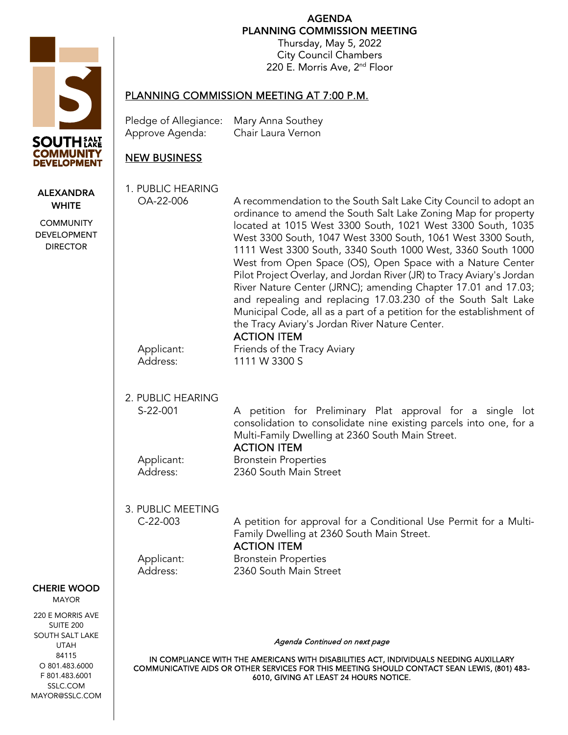**SOUTH SALT LAKE COMMUNITY DEVELOPMENT**

**ALEXANDRA WHITE**
COMMUNITY DEVELOPMENT DIRECTOR

**CHERIE WOOD**
MAYOR

220 E MORRIS AVE
SUITE 200
SOUTH SALT LAKE
UTAH
84115
O 801.483.6000
F 801.483.6001
SSLC.COM
MAYOR@SSLC.COM

# AGENDA
# PLANNING COMMISSION MEETING

Thursday, May 5, 2022
City Council Chambers
220 E. Morris Ave, 2nd Floor

## PLANNING COMMISSION MEETING AT 7:00 P.M.

Pledge of Allegiance: Mary Anna Southey
Approve Agenda: Chair Laura Vernon

## NEW BUSINESS

1. PUBLIC HEARING
   OA-22-006

   A recommendation to the South Salt Lake City Council to adopt an ordinance to amend the South Salt Lake Zoning Map for property located at 1015 West 3300 South, 1021 West 3300 South, 1035 West 3300 South, 1047 West 3300 South, 1061 West 3300 South, 1111 West 3300 South, 3340 South 1000 West, 3360 South 1000 West from Open Space (OS), Open Space with a Nature Center Pilot Project Overlay, and Jordan River (JR) to Tracy Aviary's Jordan River Nature Center (JRNC); amending Chapter 17.01 and 17.03; and repealing and replacing 17.03.230 of the South Salt Lake Municipal Code, all as a part of a petition for the establishment of the Tracy Aviary's Jordan River Nature Center.
   ACTION ITEM

   Applicant: Friends of the Tracy Aviary
   Address: 1111 W 3300 S

2. PUBLIC HEARING
   S-22-001

   A petition for Preliminary Plat approval for a single lot consolidation to consolidate nine existing parcels into one, for a Multi-Family Dwelling at 2360 South Main Street.
   ACTION ITEM

   Applicant: Bronstein Properties
   Address: 2360 South Main Street

3. PUBLIC MEETING
   C-22-003

   A petition for approval for a Conditional Use Permit for a Multi-Family Dwelling at 2360 South Main Street.
   ACTION ITEM

   Applicant: Bronstein Properties
   Address: 2360 South Main Street

*Agenda Continued on next page*

IN COMPLIANCE WITH THE AMERICANS WITH DISABILITIES ACT, INDIVIDUALS NEEDING AUXILLARY COMMUNICATIVE AIDS OR OTHER SERVICES FOR THIS MEETING SHOULD CONTACT SEAN LEWIS, (801) 483-6010, GIVING AT LEAST 24 HOURS NOTICE.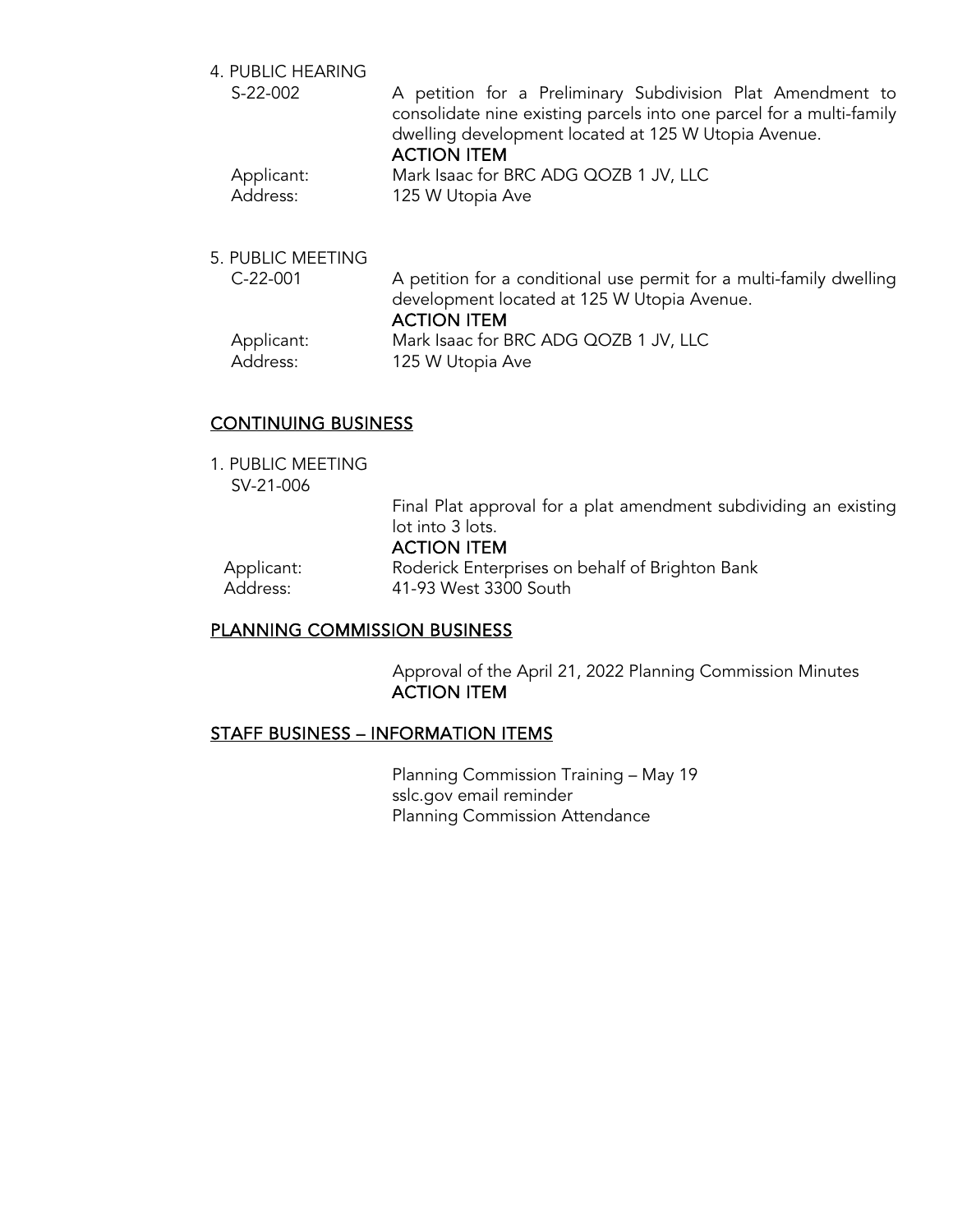4. PUBLIC HEARING

S-22-002 — A petition for a Preliminary Subdivision Plat Amendment to consolidate nine existing parcels into one parcel for a multi-family dwelling development located at 125 W Utopia Avenue.
**ACTION ITEM**

Applicant: Mark Isaac for BRC ADG QOZB 1 JV, LLC
Address: 125 W Utopia Ave

5. PUBLIC MEETING

C-22-001 — A petition for a conditional use permit for a multi-family dwelling development located at 125 W Utopia Avenue.
**ACTION ITEM**

Applicant: Mark Isaac for BRC ADG QOZB 1 JV, LLC
Address: 125 W Utopia Ave

## CONTINUING BUSINESS

1. PUBLIC MEETING

SV-21-006

Final Plat approval for a plat amendment subdividing an existing lot into 3 lots.
**ACTION ITEM**

Applicant: Roderick Enterprises on behalf of Brighton Bank
Address: 41-93 West 3300 South

## PLANNING COMMISSION BUSINESS

Approval of the April 21, 2022 Planning Commission Minutes
**ACTION ITEM**

## STAFF BUSINESS – INFORMATION ITEMS

Planning Commission Training – May 19
sslc.gov email reminder
Planning Commission Attendance